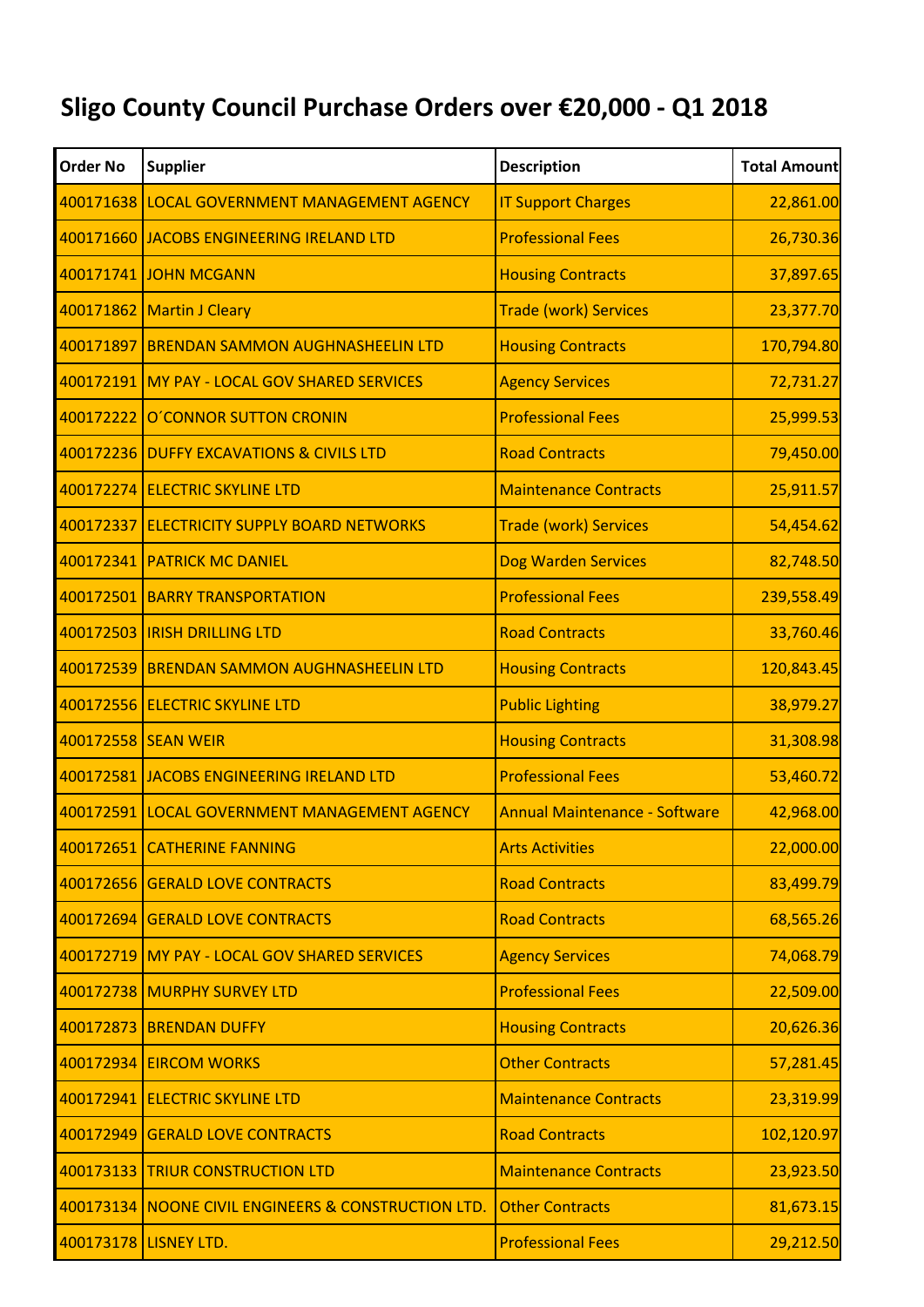# Sligo County Council Purchase Orders over €20,000 - Q1 2018

| Order No | Supplier | Description | Total Amount |
|---|---|---|---|
| 400171638 | LOCAL GOVERNMENT MANAGEMENT AGENCY | IT Support Charges | 22,861.00 |
| 400171660 | JACOBS ENGINEERING IRELAND LTD | Professional Fees | 26,730.36 |
| 400171741 | JOHN MCGANN | Housing Contracts | 37,897.65 |
| 400171862 | Martin J Cleary | Trade (work) Services | 23,377.70 |
| 400171897 | BRENDAN SAMMON AUGHNASHEELIN LTD | Housing Contracts | 170,794.80 |
| 400172191 | MY PAY - LOCAL GOV SHARED SERVICES | Agency Services | 72,731.27 |
| 400172222 | O´CONNOR SUTTON CRONIN | Professional Fees | 25,999.53 |
| 400172236 | DUFFY EXCAVATIONS & CIVILS LTD | Road Contracts | 79,450.00 |
| 400172274 | ELECTRIC SKYLINE LTD | Maintenance Contracts | 25,911.57 |
| 400172337 | ELECTRICITY SUPPLY BOARD NETWORKS | Trade (work) Services | 54,454.62 |
| 400172341 | PATRICK MC DANIEL | Dog Warden Services | 82,748.50 |
| 400172501 | BARRY TRANSPORTATION | Professional Fees | 239,558.49 |
| 400172503 | IRISH DRILLING LTD | Road Contracts | 33,760.46 |
| 400172539 | BRENDAN SAMMON AUGHNASHEELIN LTD | Housing Contracts | 120,843.45 |
| 400172556 | ELECTRIC SKYLINE LTD | Public Lighting | 38,979.27 |
| 400172558 | SEAN WEIR | Housing Contracts | 31,308.98 |
| 400172581 | JACOBS ENGINEERING IRELAND LTD | Professional Fees | 53,460.72 |
| 400172591 | LOCAL GOVERNMENT MANAGEMENT AGENCY | Annual Maintenance - Software | 42,968.00 |
| 400172651 | CATHERINE FANNING | Arts Activities | 22,000.00 |
| 400172656 | GERALD LOVE CONTRACTS | Road Contracts | 83,499.79 |
| 400172694 | GERALD LOVE CONTRACTS | Road Contracts | 68,565.26 |
| 400172719 | MY PAY - LOCAL GOV SHARED SERVICES | Agency Services | 74,068.79 |
| 400172738 | MURPHY SURVEY LTD | Professional Fees | 22,509.00 |
| 400172873 | BRENDAN DUFFY | Housing Contracts | 20,626.36 |
| 400172934 | EIRCOM WORKS | Other Contracts | 57,281.45 |
| 400172941 | ELECTRIC SKYLINE LTD | Maintenance Contracts | 23,319.99 |
| 400172949 | GERALD LOVE CONTRACTS | Road Contracts | 102,120.97 |
| 400173133 | TRIUR CONSTRUCTION LTD | Maintenance Contracts | 23,923.50 |
| 400173134 | NOONE CIVIL ENGINEERS & CONSTRUCTION LTD. | Other Contracts | 81,673.15 |
| 400173178 | LISNEY LTD. | Professional Fees | 29,212.50 |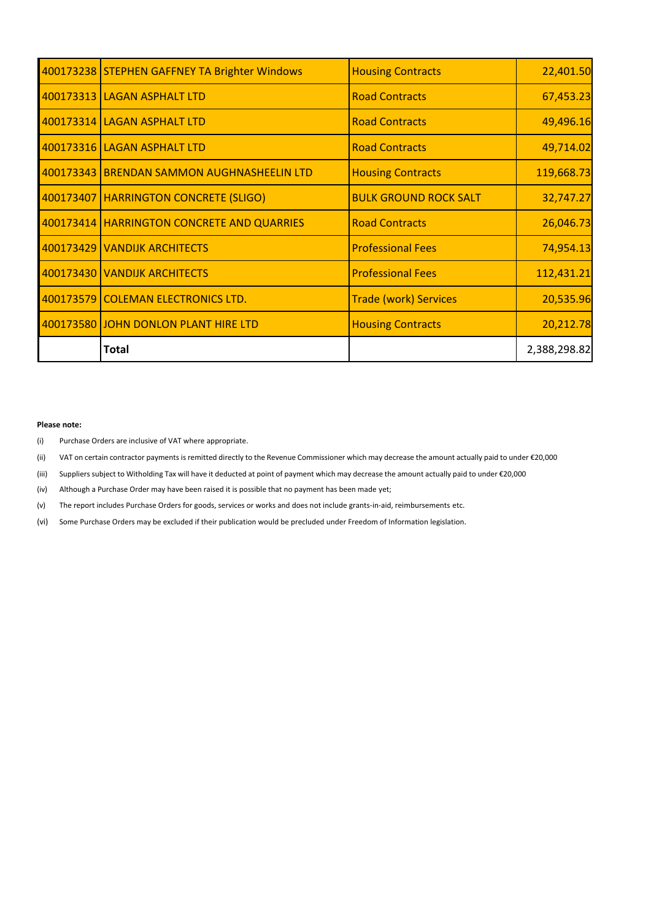| | | | |
|---|---|---|---|
| 400173238 | STEPHEN GAFFNEY TA Brighter Windows | Housing Contracts | 22,401.50 |
| 400173313 | LAGAN ASPHALT LTD | Road Contracts | 67,453.23 |
| 400173314 | LAGAN ASPHALT LTD | Road Contracts | 49,496.16 |
| 400173316 | LAGAN ASPHALT LTD | Road Contracts | 49,714.02 |
| 400173343 | BRENDAN SAMMON AUGHNASHEELIN LTD | Housing Contracts | 119,668.73 |
| 400173407 | HARRINGTON CONCRETE (SLIGO) | BULK GROUND ROCK SALT | 32,747.27 |
| 400173414 | HARRINGTON CONCRETE AND QUARRIES | Road Contracts | 26,046.73 |
| 400173429 | VANDIJK ARCHITECTS | Professional Fees | 74,954.13 |
| 400173430 | VANDIJK ARCHITECTS | Professional Fees | 112,431.21 |
| 400173579 | COLEMAN ELECTRONICS LTD. | Trade (work) Services | 20,535.96 |
| 400173580 | JOHN DONLON PLANT HIRE LTD | Housing Contracts | 20,212.78 |
| | **Total** | | 2,388,298.82 |

**Please note:**

(i) Purchase Orders are inclusive of VAT where appropriate.

(ii) VAT on certain contractor payments is remitted directly to the Revenue Commissioner which may decrease the amount actually paid to under €20,000

(iii) Suppliers subject to Witholding Tax will have it deducted at point of payment which may decrease the amount actually paid to under €20,000

(iv) Although a Purchase Order may have been raised it is possible that no payment has been made yet;

(v) The report includes Purchase Orders for goods, services or works and does not include grants-in-aid, reimbursements etc.

(vi) Some Purchase Orders may be excluded if their publication would be precluded under Freedom of Information legislation.